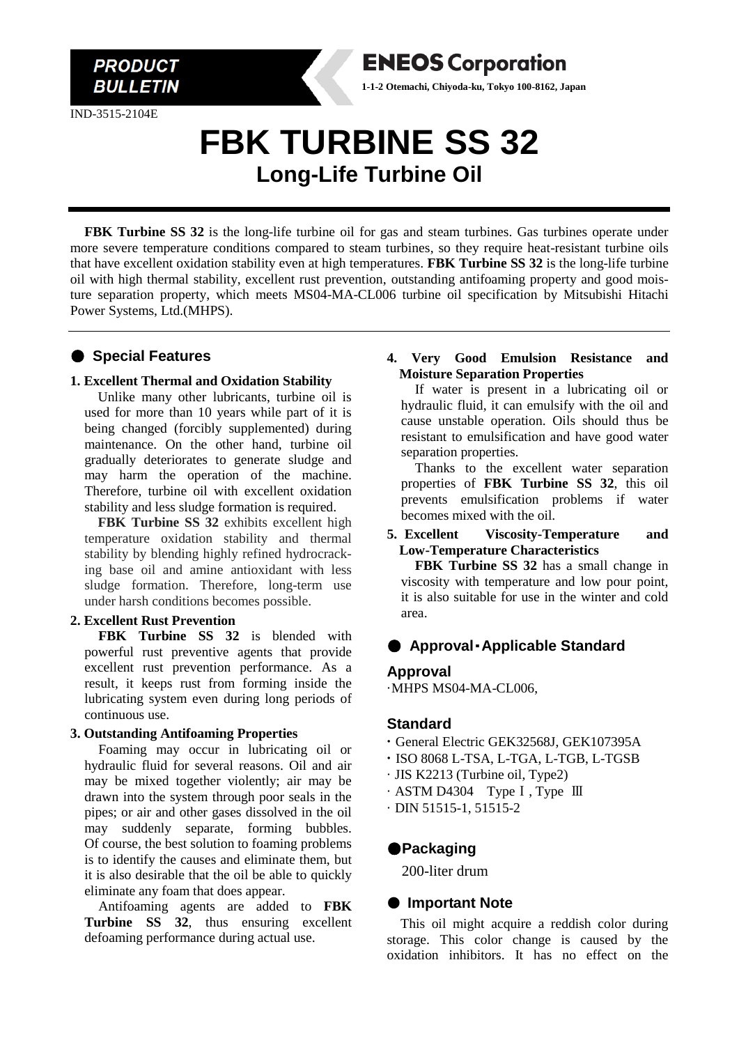**PRODUCT BULLETIN**

**ENEOS Corporation**

**1-1-2 Otemachi, Chiyoda-ku, Tokyo 100-8162, Japan**

IND-3515-2104E

# FBK TURBINE SS 32

## Long-Life Turbine Oil

**FBK Turbine SS 32** is the long-life turbine oil for gas and steam turbines. Gas turbines operate under more severe temperature conditions compared to steam turbines, so they require heat-resistant turbine oils that have excellent oxidation stability even at high temperatures. **FBK Turbine SS 32** is the long-life turbine oil with high thermal stability, excellent rust prevention, outstanding antifoaming property and good moisture separation property, which meets MS04-MA-CL006 turbine oil specification by Mitsubishi Hitachi Power Systems, Ltd.(MHPS).

## ● Special Features

**1. Excellent Thermal and Oxidation Stability**

Unlike many other lubricants, turbine oil is used for more than 10 years while part of it is being changed (forcibly supplemented) during maintenance. On the other hand, turbine oil gradually deteriorates to generate sludge and may harm the operation of the machine. Therefore, turbine oil with excellent oxidation stability and less sludge formation is required.

**FBK Turbine SS 32** exhibits excellent high temperature oxidation stability and thermal stability by blending highly refined hydrocracking base oil and amine antioxidant with less sludge formation. Therefore, long-term use under harsh conditions becomes possible.

**2. Excellent Rust Prevention**

**FBK Turbine SS 32** is blended with powerful rust preventive agents that provide excellent rust prevention performance. As a result, it keeps rust from forming inside the lubricating system even during long periods of continuous use.

**3. Outstanding Antifoaming Properties**

Foaming may occur in lubricating oil or hydraulic fluid for several reasons. Oil and air may be mixed together violently; air may be drawn into the system through poor seals in the pipes; or air and other gases dissolved in the oil may suddenly separate, forming bubbles. Of course, the best solution to foaming problems is to identify the causes and eliminate them, but it is also desirable that the oil be able to quickly eliminate any foam that does appear.

Antifoaming agents are added to **FBK Turbine SS 32**, thus ensuring excellent defoaming performance during actual use.

**4. Very Good Emulsion Resistance and Moisture Separation Properties**

If water is present in a lubricating oil or hydraulic fluid, it can emulsify with the oil and cause unstable operation. Oils should thus be resistant to emulsification and have good water separation properties.

Thanks to the excellent water separation properties of **FBK Turbine SS 32**, this oil prevents emulsification problems if water becomes mixed with the oil.

**5. Excellent Viscosity-Temperature and Low-Temperature Characteristics**

**FBK Turbine SS 32** has a small change in viscosity with temperature and low pour point, it is also suitable for use in the winter and cold area.

## ● Approval・Applicable Standard

### Approval

·MHPS MS04-MA-CL006,

### Standard

- General Electric GEK32568J, GEK107395A
- ISO 8068 L-TSA, L-TGA, L-TGB, L-TGSB
- JIS K2213 (Turbine oil, Type2)
- ASTM D4304 Type Ⅰ, Type Ⅲ
- DIN 51515-1, 51515-2

## ●Packaging

200-liter drum

## ● Important Note

This oil might acquire a reddish color during storage. This color change is caused by the oxidation inhibitors. It has no effect on the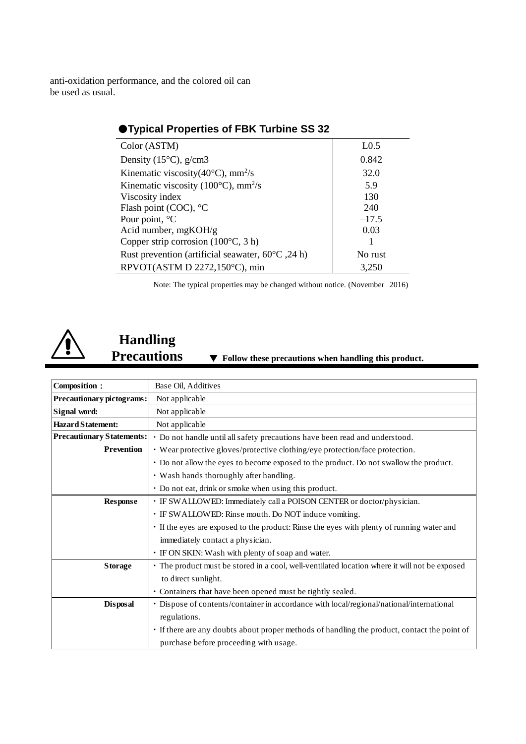anti-oxidation performance, and the colored oil can be used as usual.

## ●Typical Properties of FBK Turbine SS 32

| | |
|---|---|
| Color (ASTM) | L0.5 |
| Density (15°C), g/cm3 | 0.842 |
| Kinematic viscosity(40°C), $mm^2/s$ | 32.0 |
| Kinematic viscosity (100°C), $mm^2/s$ | 5.9 |
| Viscosity index | 130 |
| Flash point (COC), °C | 240 |
| Pour point, °C | –17.5 |
| Acid number, mgKOH/g | 0.03 |
| Copper strip corrosion (100°C, 3 h) | 1 |
| Rust prevention (artificial seawater, 60°C ,24 h) | No rust |
| RPVOT(ASTM D 2272,150°C), min | 3,250 |

Note: The typical properties may be changed without notice. (November 2016)

## Handling Precautions

▼ **Follow these precautions when handling this product.**

| | |
|---|---|
| **Composition :** | Base Oil, Additives |
| **Precautionary pictograms:** | Not applicable |
| **Signal word:** | Not applicable |
| **Hazard Statement:** | Not applicable |
| **Precautionary Statements:** **Prevention** | ・Do not handle until all safety precautions have been read and understood.<br>・Wear protective gloves/protective clothing/eye protection/face protection.<br>・Do not allow the eyes to become exposed to the product. Do not swallow the product.<br>・Wash hands thoroughly after handling.<br>・Do not eat, drink or smoke when using this product. |
| **Response** | ・IF SWALLOWED: Immediately call a POISON CENTER or doctor/physician.<br>・IF SWALLOWED: Rinse mouth. Do NOT induce vomiting.<br>・If the eyes are exposed to the product: Rinse the eyes with plenty of running water and immediately contact a physician.<br>・IF ON SKIN: Wash with plenty of soap and water. |
| **Storage** | ・The product must be stored in a cool, well-ventilated location where it will not be exposed to direct sunlight.<br>・Containers that have been opened must be tightly sealed. |
| **Disposal** | ・Dispose of contents/container in accordance with local/regional/national/international regulations.<br>・If there are any doubts about proper methods of handling the product, contact the point of purchase before proceeding with usage. |